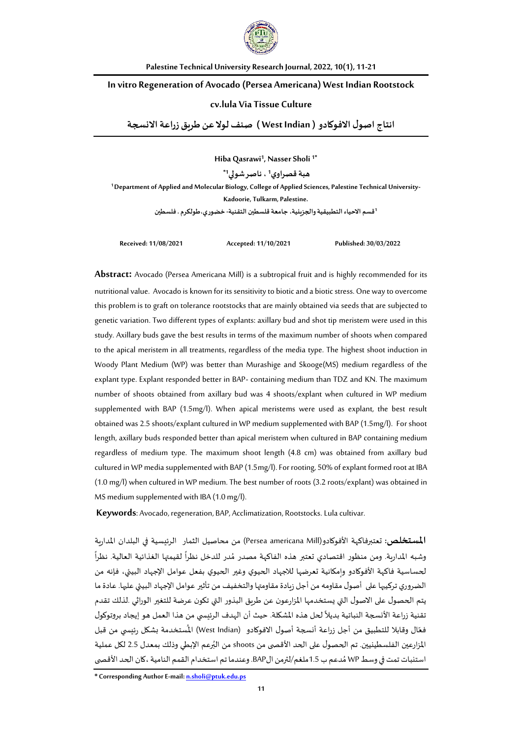# In vitro Regeneration of Avocado (Persea Americana) West Indian Rootstock cv.lula Via Tissue Culture

## انتاج اصول الافوكادو ( West Indian ) صنف لولا عن طريق زراعة الانسجة

**Hiba Qasrawi[1], Nasser Sholi [1*]**

**هبة قصراوي[1] ، ناصر شولي[1*]**

[1]Department of Applied and Molecular Biology, College of Applied Sciences, Palestine Technical University-Kadoorie, Tulkarm, Palestine.

[1]قسم الاحياء التطبيقية والجزيئية، جامعة فلسطين التقنية- خضوري،طولكرم . فلسطين

**Received: 11/08/2021** **Accepted: 11/10/2021** **Published: 30/03/2022**

**Abstract:** Avocado (Persea Americana Mill) is a subtropical fruit and is highly recommended for its nutritional value. Avocado is known for its sensitivity to biotic and a biotic stress. One way to overcome this problem is to graft on tolerance rootstocks that are mainly obtained via seeds that are subjected to genetic variation. Two different types of explants: axillary bud and shot tip meristem were used in this study. Axillary buds gave the best results in terms of the maximum number of shoots when compared to the apical meristem in all treatments, regardless of the media type. The highest shoot induction in Woody Plant Medium (WP) was better than Murashige and Skooge(MS) medium regardless of the explant type. Explant responded better in BAP- containing medium than TDZ and KN. The maximum number of shoots obtained from axillary bud was 4 shoots/explant when cultured in WP medium supplemented with BAP (1.5mg/l). When apical meristems were used as explant, the best result obtained was 2.5 shoots/explant cultured in WP medium supplemented with BAP (1.5mg/l). For shoot length, axillary buds responded better than apical meristem when cultured in BAP containing medium regardless of medium type. The maximum shoot length (4.8 cm) was obtained from axillary bud cultured in WP media supplemented with BAP (1.5mg/l). For rooting, 50% of explant formed root at IBA (1.0 mg/l) when cultured in WP medium. The best number of roots (3.2 roots/explant) was obtained in MS medium supplemented with IBA (1.0 mg/l).

**Keywords**: Avocado, regeneration, BAP, Acclimatization, Rootstocks. Lula cultivar.

**المستخلص:** تعتبرفاكهة الأفوكادو(Persea americana Mill) من محاصيل الثمار الرئيسية في البلدان المدارية وشبه المدارية. ومن منظور اقتصادي تعتبر هذه الفاكهة مصدر مُدر للدخل نظراً لقيمتها الغذائية العالية. نظراً لحساسية فاكهة الأفوكادو وإمكانية تعرضها للاجهاد الحيوي وغير الحيوي بفعل عوامل الإجهاد البيئي، فإنه من الضروري تركيبها على أصول مقاومه من أجل زيادة مقاومتها والتخفيف من تأثير عوامل الإجهاد البيئي عليها. عادة ما يتم الحصول على الاصول التي يستخدمها المزارعون عن طريق البذور التي تكون عرضة للتغير الوراثي .لذلك تقدم تقنية زراعة الأنسجة النباتية بديلاً لحل هذه المشكلة. حيث أن الهدف الرئيسي من هذا العمل هو إيجاد بروتوكول فعّال وقابلا للتطبيق من أجل زراعة أنسجة أصول الافوكادو (West Indian) المُستخدمة بشكل رئيسي من قبل المزارعين الفلسطينيين. تم الحصول على الحد الأقصى من shoots من البُرعم الإبطي وذلك بمعدل 2.5 لكل عملية استنبات تمت في وسط WP مُدعم ب 1.5ملغم/لترمن الBAP. وعندما تم استخدام القمم النامية ،كان الحد الأقصى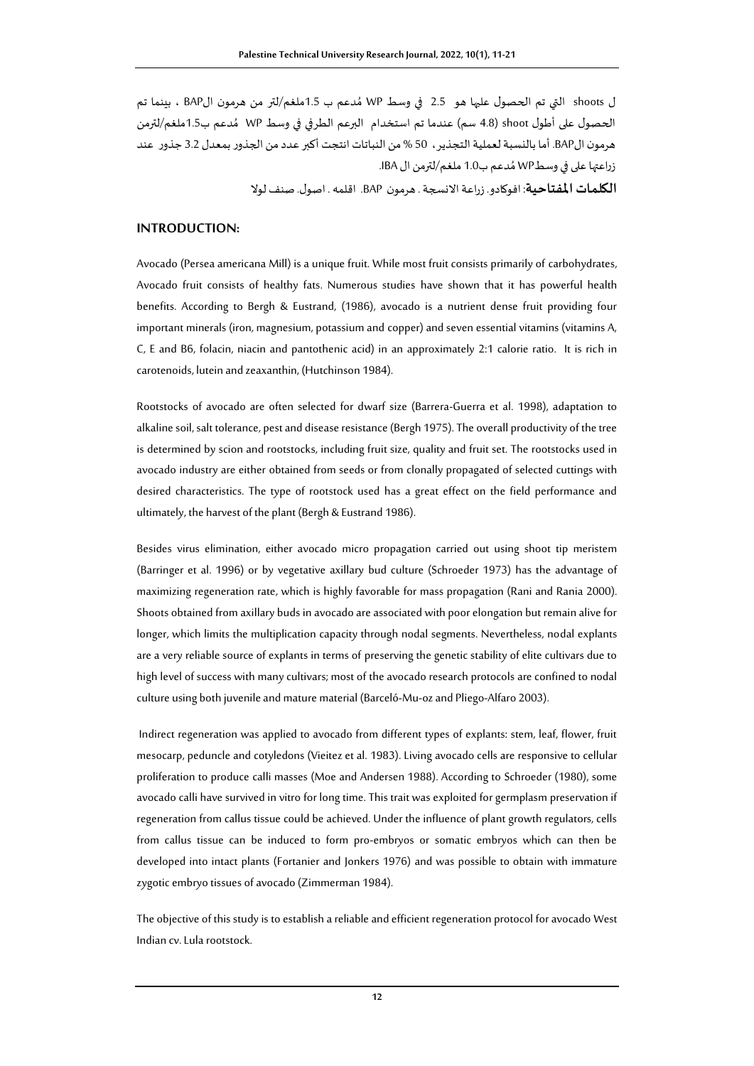ل shoots التي تم الحصول عليها هو 2.5 في وسط WP مُدعم ب 1.5ملغم/لتر من هرمون الBAP ، بينما تم الحصول على أطول shoot (4.8 سم) عندما تم استخدام البرعم الطرفي في وسط WP مُدعم ب1.5ملغم/لترمن هرمون الBAP. أما بالنسبة لعملية التجذير، 50 % من النباتات انتجت أكبر عدد من الجذور بمعدل 3.2 جذور عند زراعتها على في وسطWP مُدعم ب1.0 ملغم/لترمن ال IBA.

**الكلمات المفتاحية**: افوكادو. زراعة الانسجة . هرمون BAP. اقلمه . اصول. صنف لولا

## INTRODUCTION:

Avocado (Persea americana Mill) is a unique fruit. While most fruit consists primarily of carbohydrates, Avocado fruit consists of healthy fats. Numerous studies have shown that it has powerful health benefits. According to Bergh & Eustrand, (1986), avocado is a nutrient dense fruit providing four important minerals (iron, magnesium, potassium and copper) and seven essential vitamins (vitamins A, C, E and B6, folacin, niacin and pantothenic acid) in an approximately 2:1 calorie ratio. It is rich in carotenoids, lutein and zeaxanthin, (Hutchinson 1984).

Rootstocks of avocado are often selected for dwarf size (Barrera-Guerra et al. 1998), adaptation to alkaline soil, salt tolerance, pest and disease resistance (Bergh 1975). The overall productivity of the tree is determined by scion and rootstocks, including fruit size, quality and fruit set. The rootstocks used in avocado industry are either obtained from seeds or from clonally propagated of selected cuttings with desired characteristics. The type of rootstock used has a great effect on the field performance and ultimately, the harvest of the plant (Bergh & Eustrand 1986).

Besides virus elimination, either avocado micro propagation carried out using shoot tip meristem (Barringer et al. 1996) or by vegetative axillary bud culture (Schroeder 1973) has the advantage of maximizing regeneration rate, which is highly favorable for mass propagation (Rani and Rania 2000). Shoots obtained from axillary buds in avocado are associated with poor elongation but remain alive for longer, which limits the multiplication capacity through nodal segments. Nevertheless, nodal explants are a very reliable source of explants in terms of preserving the genetic stability of elite cultivars due to high level of success with many cultivars; most of the avocado research protocols are confined to nodal culture using both juvenile and mature material (Barceló-Mu-oz and Pliego-Alfaro 2003).

Indirect regeneration was applied to avocado from different types of explants: stem, leaf, flower, fruit mesocarp, peduncle and cotyledons (Vieitez et al. 1983). Living avocado cells are responsive to cellular proliferation to produce calli masses (Moe and Andersen 1988). According to Schroeder (1980), some avocado calli have survived in vitro for long time. This trait was exploited for germplasm preservation if regeneration from callus tissue could be achieved. Under the influence of plant growth regulators, cells from callus tissue can be induced to form pro-embryos or somatic embryos which can then be developed into intact plants (Fortanier and Jonkers 1976) and was possible to obtain with immature zygotic embryo tissues of avocado (Zimmerman 1984).

The objective of this study is to establish a reliable and efficient regeneration protocol for avocado West Indian cv. Lula rootstock.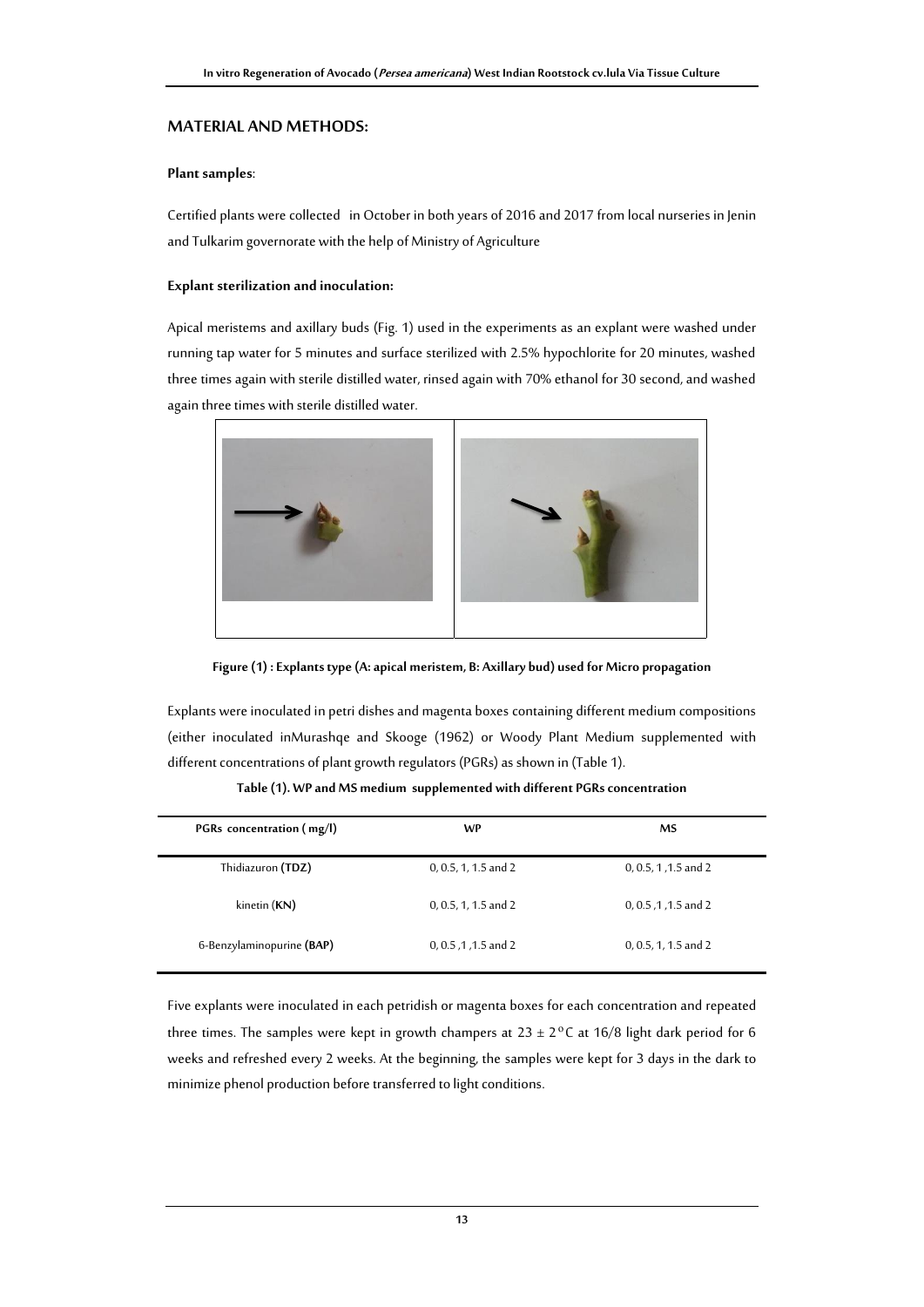## MATERIAL AND METHODS:

### Plant samples:

Certified plants were collected in October in both years of 2016 and 2017 from local nurseries in Jenin and Tulkarim governorate with the help of Ministry of Agriculture

### Explant sterilization and inoculation:

Apical meristems and axillary buds (Fig. 1) used in the experiments as an explant were washed under running tap water for 5 minutes and surface sterilized with 2.5% hypochlorite for 20 minutes, washed three times again with sterile distilled water, rinsed again with 70% ethanol for 30 second, and washed again three times with sterile distilled water.

**Figure (1) : Explants type (A: apical meristem, B: Axillary bud) used for Micro propagation**

Explants were inoculated in petri dishes and magenta boxes containing different medium compositions (either inoculated inMurashqe and Skooge (1962) or Woody Plant Medium supplemented with different concentrations of plant growth regulators (PGRs) as shown in (Table 1).

**Table (1). WP and MS medium supplemented with different PGRs concentration**

| PGRs concentration ( mg/l) | WP | MS |
|---|---|---|
| Thidiazuron **(TDZ)** | 0, 0.5, 1, 1.5 and 2 | 0, 0.5, 1 ,1.5 and 2 |
| kinetin (**KN**) | 0, 0.5, 1, 1.5 and 2 | 0, 0.5 ,1 ,1.5 and 2 |
| 6-Benzylaminopurine **(BAP)** | 0, 0.5 ,1 ,1.5 and 2 | 0, 0.5, 1, 1.5 and 2 |

Five explants were inoculated in each petridish or magenta boxes for each concentration and repeated three times. The samples were kept in growth champers at $23 \pm 2\,^{o}C$ at 16/8 light dark period for 6 weeks and refreshed every 2 weeks. At the beginning, the samples were kept for 3 days in the dark to minimize phenol production before transferred to light conditions.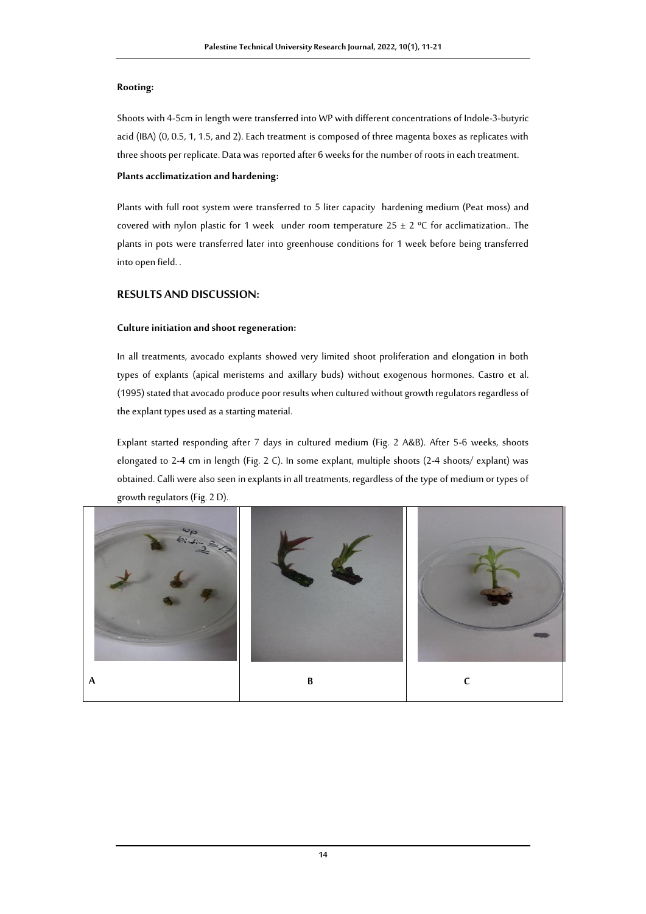**Rooting:**

Shoots with 4-5cm in length were transferred into WP with different concentrations of Indole-3-butyric acid (IBA) (0, 0.5, 1, 1.5, and 2). Each treatment is composed of three magenta boxes as replicates with three shoots per replicate. Data was reported after 6 weeks for the number of roots in each treatment.

**Plants acclimatization and hardening:**

Plants with full root system were transferred to 5 liter capacity hardening medium (Peat moss) and covered with nylon plastic for 1 week under room temperature 25 ± 2 ºC for acclimatization.. The plants in pots were transferred later into greenhouse conditions for 1 week before being transferred into open field. .

## RESULTS AND DISCUSSION:

**Culture initiation and shoot regeneration:**

In all treatments, avocado explants showed very limited shoot proliferation and elongation in both types of explants (apical meristems and axillary buds) without exogenous hormones. Castro et al. (1995) stated that avocado produce poor results when cultured without growth regulators regardless of the explant types used as a starting material.

Explant started responding after 7 days in cultured medium (Fig. 2 A&B). After 5-6 weeks, shoots elongated to 2-4 cm in length (Fig. 2 C). In some explant, multiple shoots (2-4 shoots/ explant) was obtained. Calli were also seen in explants in all treatments, regardless of the type of medium or types of growth regulators (Fig. 2 D).

| A | B | C |
|---|---|---|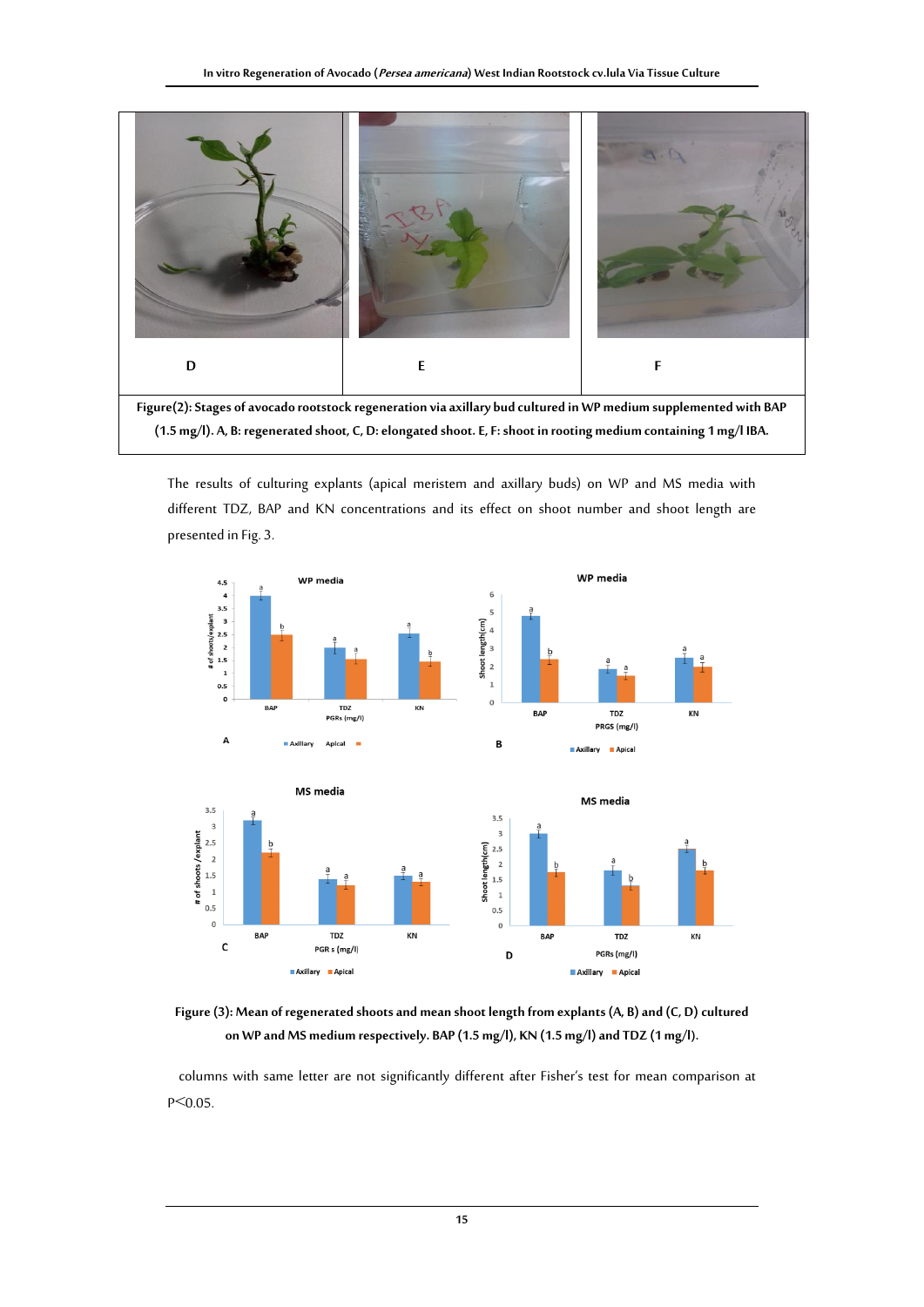| D | E | F |
|---|---|---|

**Figure(2): Stages of avocado rootstock regeneration via axillary bud cultured in WP medium supplemented with BAP (1.5 mg/l). A, B: regenerated shoot, C, D: elongated shoot. E, F: shoot in rooting medium containing 1 mg/l IBA.**

The results of culturing explants (apical meristem and axillary buds) on WP and MS media with different TDZ, BAP and KN concentrations and its effect on shoot number and shoot length are presented in Fig. 3.

**Figure (3): Mean of regenerated shoots and mean shoot length from explants (A, B) and (C, D) cultured on WP and MS medium respectively. BAP (1.5 mg/l), KN (1.5 mg/l) and TDZ (1 mg/l).**

columns with same letter are not significantly different after Fisher's test for mean comparison at $P<0.05$.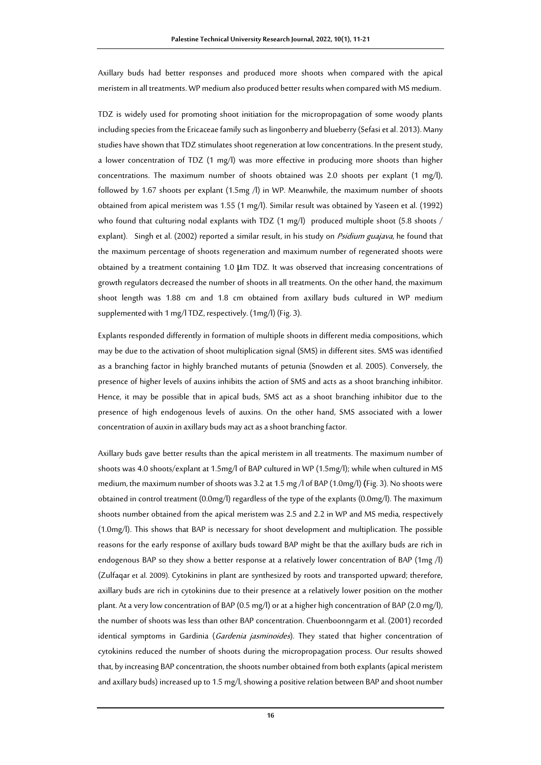Axillary buds had better responses and produced more shoots when compared with the apical meristem in all treatments. WP medium also produced better results when compared with MS medium.

TDZ is widely used for promoting shoot initiation for the micropropagation of some woody plants including species from the Ericaceae family such as lingonberry and blueberry (Sefasi et al. 2013). Many studies have shown that TDZ stimulates shoot regeneration at low concentrations. In the present study, a lower concentration of TDZ (1 mg/l) was more effective in producing more shoots than higher concentrations. The maximum number of shoots obtained was 2.0 shoots per explant (1 mg/l), followed by 1.67 shoots per explant (1.5mg /l) in WP. Meanwhile, the maximum number of shoots obtained from apical meristem was 1.55 (1 mg/l). Similar result was obtained by Yaseen et al. (1992) who found that culturing nodal explants with TDZ (1 mg/l) produced multiple shoot (5.8 shoots / explant). Singh et al. (2002) reported a similar result, in his study on *Psidium guajava*, he found that the maximum percentage of shoots regeneration and maximum number of regenerated shoots were obtained by a treatment containing 1.0 μm TDZ. It was observed that increasing concentrations of growth regulators decreased the number of shoots in all treatments. On the other hand, the maximum shoot length was 1.88 cm and 1.8 cm obtained from axillary buds cultured in WP medium supplemented with 1 mg/l TDZ, respectively. (1mg/l) (Fig. 3).

Explants responded differently in formation of multiple shoots in different media compositions, which may be due to the activation of shoot multiplication signal (SMS) in different sites. SMS was identified as a branching factor in highly branched mutants of petunia (Snowden et al. 2005). Conversely, the presence of higher levels of auxins inhibits the action of SMS and acts as a shoot branching inhibitor. Hence, it may be possible that in apical buds, SMS act as a shoot branching inhibitor due to the presence of high endogenous levels of auxins. On the other hand, SMS associated with a lower concentration of auxin in axillary buds may act as a shoot branching factor.

Axillary buds gave better results than the apical meristem in all treatments. The maximum number of shoots was 4.0 shoots/explant at 1.5mg/l of BAP cultured in WP (1.5mg/l); while when cultured in MS medium, the maximum number of shoots was 3.2 at 1.5 mg /l of BAP (1.0mg/l) (Fig. 3). No shoots were obtained in control treatment (0.0mg/l) regardless of the type of the explants (0.0mg/l). The maximum shoots number obtained from the apical meristem was 2.5 and 2.2 in WP and MS media, respectively (1.0mg/l). This shows that BAP is necessary for shoot development and multiplication. The possible reasons for the early response of axillary buds toward BAP might be that the axillary buds are rich in endogenous BAP so they show a better response at a relatively lower concentration of BAP (1mg /l) (Zulfaqar et al. 2009). Cytokinins in plant are synthesized by roots and transported upward; therefore, axillary buds are rich in cytokinins due to their presence at a relatively lower position on the mother plant. At a very low concentration of BAP (0.5 mg/l) or at a higher high concentration of BAP (2.0 mg/l), the number of shoots was less than other BAP concentration. Chuenboonngarm et al. (2001) recorded identical symptoms in Gardinia (*Gardenia jasminoides*). They stated that higher concentration of cytokinins reduced the number of shoots during the micropropagation process. Our results showed that, by increasing BAP concentration, the shoots number obtained from both explants (apical meristem and axillary buds) increased up to 1.5 mg/l, showing a positive relation between BAP and shoot number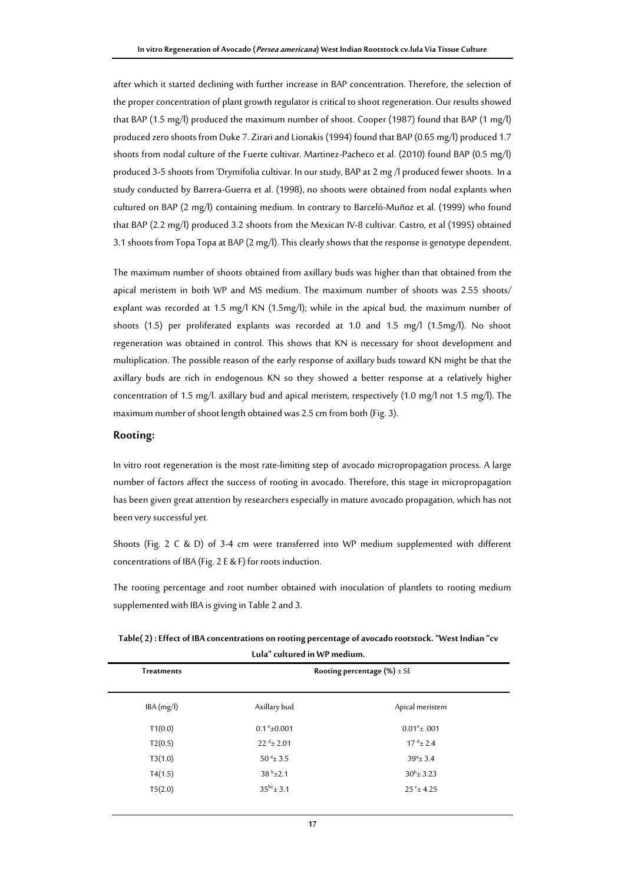after which it started declining with further increase in BAP concentration. Therefore, the selection of the proper concentration of plant growth regulator is critical to shoot regeneration. Our results showed that BAP (1.5 mg/l) produced the maximum number of shoot. Cooper (1987) found that BAP (1 mg/l) produced zero shoots from Duke 7. Zirari and Lionakis (1994) found that BAP (0.65 mg/l) produced 1.7 shoots from nodal culture of the Fuerte cultivar. Martinez-Pacheco et al. (2010) found BAP (0.5 mg/l) produced 3-5 shoots from 'Drymifolia cultivar. In our study, BAP at 2 mg /l produced fewer shoots. In a study conducted by Barrera-Guerra et al. (1998), no shoots were obtained from nodal explants when cultured on BAP (2 mg/l) containing medium. In contrary to Barceló-Muñoz et al. (1999) who found that BAP (2.2 mg/l) produced 3.2 shoots from the Mexican IV-8 cultivar. Castro, et al (1995) obtained 3.1 shoots from Topa Topa at BAP (2 mg/l). This clearly shows that the response is genotype dependent.

The maximum number of shoots obtained from axillary buds was higher than that obtained from the apical meristem in both WP and MS medium. The maximum number of shoots was 2.55 shoots/ explant was recorded at 1.5 mg/l KN (1.5mg/l); while in the apical bud, the maximum number of shoots (1.5) per proliferated explants was recorded at 1.0 and 1.5 mg/l (1.5mg/l). No shoot regeneration was obtained in control. This shows that KN is necessary for shoot development and multiplication. The possible reason of the early response of axillary buds toward KN might be that the axillary buds are rich in endogenous KN so they showed a better response at a relatively higher concentration of 1.5 mg/l. axillary bud and apical meristem, respectively (1.0 mg/l not 1.5 mg/l). The maximum number of shoot length obtained was 2.5 cm from both (Fig. 3).

## Rooting:

In vitro root regeneration is the most rate-limiting step of avocado micropropagation process. A large number of factors affect the success of rooting in avocado. Therefore, this stage in micropropagation has been given great attention by researchers especially in mature avocado propagation, which has not been very successful yet.

Shoots (Fig. 2 C & D) of 3-4 cm were transferred into WP medium supplemented with different concentrations of IBA (Fig. 2 E & F) for roots induction.

The rooting percentage and root number obtained with inoculation of plantlets to rooting medium supplemented with IBA is giving in Table 2 and 3.

**Table( 2) : Effect of IBA concentrations on rooting percentage of avocado rootstock. "West Indian "cv Lula" cultured in WP medium.**

| Treatments | Rooting percentage (%) ± SE | |
|---|---|---|
| IBA (mg/l) | Axillary bud | Apical meristem |
| T1(0.0) | $0.1^{e}$±0.001 | $0.01^{e}$± .001 |
| T2(0.5) | $22^{d}$± 2.01 | $17^{d}$± 2.4 |
| T3(1.0) | $50^{a}$± 3.5 | $39^{a}$± 3.4 |
| T4(1.5) | $38^{b}$±2.1 | $30^{b}$± 3.23 |
| T5(2.0) | $35^{bc}$± 3.1 | $25^{c}$± 4.25 |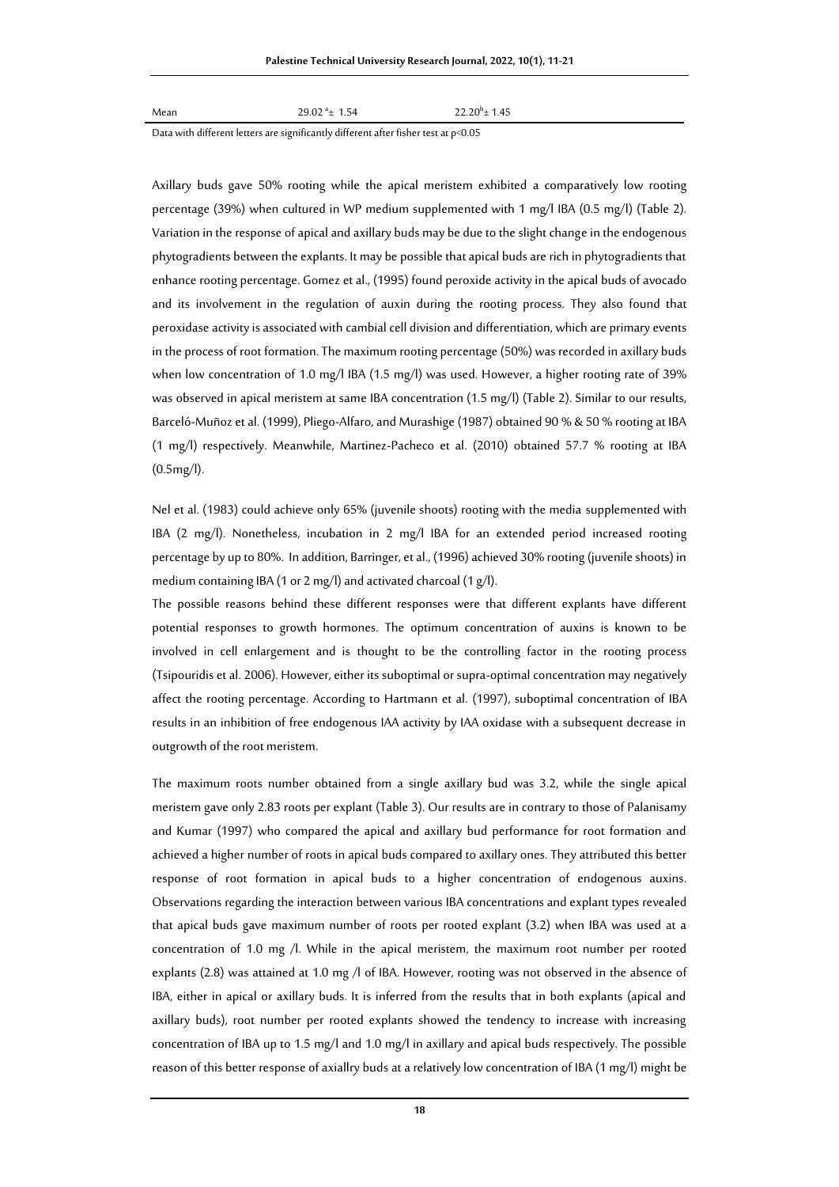| Mean | $29.02^{a} \pm 1.54$ | $22.20^{b} \pm 1.45$ |
|---|---|---|

Data with different letters are significantly different after fisher test at $p<0.05$

Axillary buds gave 50% rooting while the apical meristem exhibited a comparatively low rooting percentage (39%) when cultured in WP medium supplemented with 1 mg/l IBA (0.5 mg/l) (Table 2). Variation in the response of apical and axillary buds may be due to the slight change in the endogenous phytogradients between the explants. It may be possible that apical buds are rich in phytogradients that enhance rooting percentage. Gomez et al., (1995) found peroxide activity in the apical buds of avocado and its involvement in the regulation of auxin during the rooting process. They also found that peroxidase activity is associated with cambial cell division and differentiation, which are primary events in the process of root formation. The maximum rooting percentage (50%) was recorded in axillary buds when low concentration of 1.0 mg/l IBA (1.5 mg/l) was used. However, a higher rooting rate of 39% was observed in apical meristem at same IBA concentration (1.5 mg/l) (Table 2). Similar to our results, Barceló-Muñoz et al. (1999), Pliego-Alfaro, and Murashige (1987) obtained 90 % & 50 % rooting at IBA (1 mg/l) respectively. Meanwhile, Martinez-Pacheco et al. (2010) obtained 57.7 % rooting at IBA (0.5mg/l).

Nel et al. (1983) could achieve only 65% (juvenile shoots) rooting with the media supplemented with IBA (2 mg/l). Nonetheless, incubation in 2 mg/l IBA for an extended period increased rooting percentage by up to 80%. In addition, Barringer, et al., (1996) achieved 30% rooting (juvenile shoots) in medium containing IBA (1 or 2 mg/l) and activated charcoal (1 g/l).

The possible reasons behind these different responses were that different explants have different potential responses to growth hormones. The optimum concentration of auxins is known to be involved in cell enlargement and is thought to be the controlling factor in the rooting process (Tsipouridis et al. 2006). However, either its suboptimal or supra-optimal concentration may negatively affect the rooting percentage. According to Hartmann et al. (1997), suboptimal concentration of IBA results in an inhibition of free endogenous IAA activity by IAA oxidase with a subsequent decrease in outgrowth of the root meristem.

The maximum roots number obtained from a single axillary bud was 3.2, while the single apical meristem gave only 2.83 roots per explant (Table 3). Our results are in contrary to those of Palanisamy and Kumar (1997) who compared the apical and axillary bud performance for root formation and achieved a higher number of roots in apical buds compared to axillary ones. They attributed this better response of root formation in apical buds to a higher concentration of endogenous auxins. Observations regarding the interaction between various IBA concentrations and explant types revealed that apical buds gave maximum number of roots per rooted explant (3.2) when IBA was used at a concentration of 1.0 mg /l. While in the apical meristem, the maximum root number per rooted explants (2.8) was attained at 1.0 mg /l of IBA. However, rooting was not observed in the absence of IBA, either in apical or axillary buds. It is inferred from the results that in both explants (apical and axillary buds), root number per rooted explants showed the tendency to increase with increasing concentration of IBA up to 1.5 mg/l and 1.0 mg/l in axillary and apical buds respectively. The possible reason of this better response of axiallry buds at a relatively low concentration of IBA (1 mg/l) might be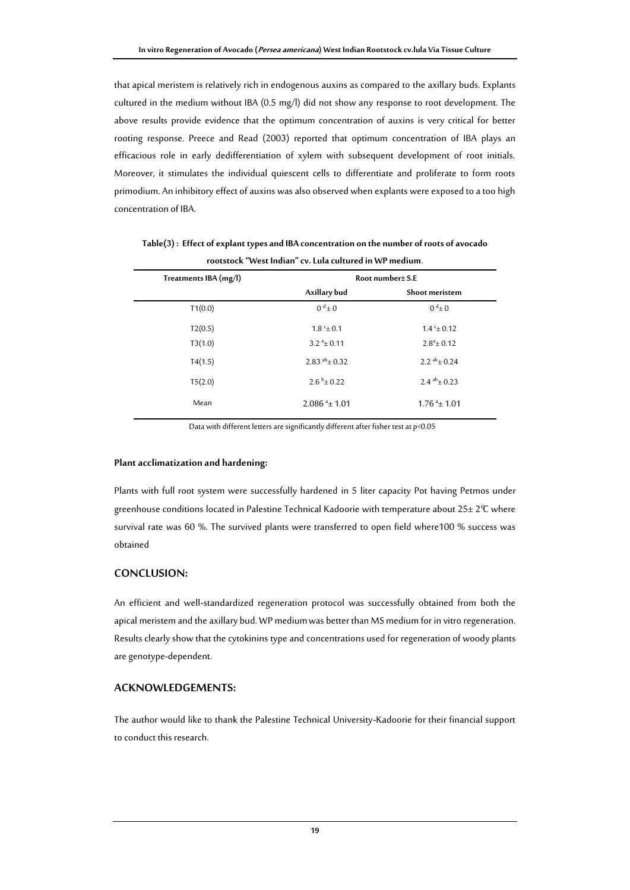that apical meristem is relatively rich in endogenous auxins as compared to the axillary buds. Explants cultured in the medium without IBA (0.5 mg/l) did not show any response to root development. The above results provide evidence that the optimum concentration of auxins is very critical for better rooting response. Preece and Read (2003) reported that optimum concentration of IBA plays an efficacious role in early dedifferentiation of xylem with subsequent development of root initials. Moreover, it stimulates the individual quiescent cells to differentiate and proliferate to form roots primodium. An inhibitory effect of auxins was also observed when explants were exposed to a too high concentration of IBA.

**Table(3) : Effect of explant types and IBA concentration on the number of roots of avocado rootstock "West Indian" cv. Lula cultured in WP medium.**

| Treatments IBA (mg/l) | Root number± S.E | |
|---|---|---|
| | Axillary bud | Shoot meristem |
| T1(0.0) | $0^{d} \pm 0$ | $0^{d} \pm 0$ |
| T2(0.5) | $1.8^{c} \pm 0.1$ | $1.4^{c} \pm 0.12$ |
| T3(1.0) | $3.2^{a} \pm 0.11$ | $2.8^{a} \pm 0.12$ |
| T4(1.5) | $2.83^{ab} \pm 0.32$ | $2.2^{ab} \pm 0.24$ |
| T5(2.0) | $2.6^{b} \pm 0.22$ | $2.4^{ab} \pm 0.23$ |
| Mean | $2.086^{a} \pm 1.01$ | $1.76^{a} \pm 1.01$ |

Data with different letters are significantly different after fisher test at $p<0.05$

**Plant acclimatization and hardening:**

Plants with full root system were successfully hardened in 5 liter capacity Pot having Petmos under greenhouse conditions located in Palestine Technical Kadoorie with temperature about 25± 2°C where survival rate was 60 %. The survived plants were transferred to open field where100 % success was obtained

## CONCLUSION:

An efficient and well-standardized regeneration protocol was successfully obtained from both the apical meristem and the axillary bud. WP medium was better than MS medium for in vitro regeneration. Results clearly show that the cytokinins type and concentrations used for regeneration of woody plants are genotype-dependent.

## ACKNOWLEDGEMENTS:

The author would like to thank the Palestine Technical University-Kadoorie for their financial support to conduct this research.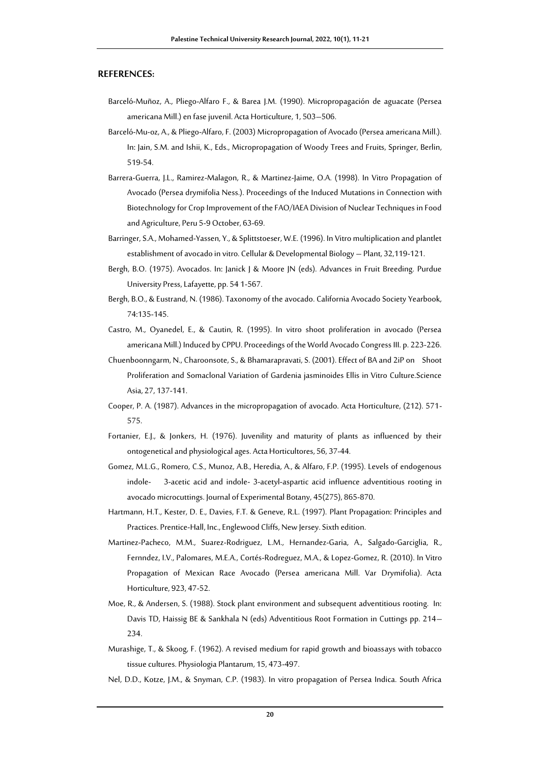## REFERENCES:

Barceló-Muñoz, A., Pliego-Alfaro F., & Barea J.M. (1990). Micropropagación de aguacate (Persea americana Mill.) en fase juvenil. Acta Horticulture, 1, 503–506.

Barceló-Mu-oz, A., & Pliego-Alfaro, F. (2003) Micropropagation of Avocado (Persea americana Mill.). In: Jain, S.M. and Ishii, K., Eds., Micropropagation of Woody Trees and Fruits, Springer, Berlin, 519-54.

Barrera-Guerra, J.L., Ramirez-Malagon, R., & Martinez-Jaime, O.A. (1998). In Vitro Propagation of Avocado (Persea drymifolia Ness.). Proceedings of the Induced Mutations in Connection with Biotechnology for Crop Improvement of the FAO/IAEA Division of Nuclear Techniques in Food and Agriculture, Peru 5-9 October, 63-69.

Barringer, S.A., Mohamed-Yassen, Y., & Splittstoeser, W.E. (1996). In Vitro multiplication and plantlet establishment of avocado in vitro. Cellular & Developmental Biology – Plant, 32,119-121.

Bergh, B.O. (1975). Avocados. In: Janick J & Moore JN (eds). Advances in Fruit Breeding. Purdue University Press, Lafayette, pp. 54 1-567.

Bergh, B.O., & Eustrand, N. (1986). Taxonomy of the avocado. California Avocado Society Yearbook, 74:135-145.

Castro, M., Oyanedel, E., & Cautin, R. (1995). In vitro shoot proliferation in avocado (Persea americana Mill.) Induced by CPPU. Proceedings of the World Avocado Congress III. p. 223-226.

Chuenboonngarm, N., Charoonsote, S., & Bhamarapravati, S. (2001). Effect of BA and 2iP on Shoot Proliferation and Somaclonal Variation of Gardenia jasminoides Ellis in Vitro Culture.Science Asia, 27, 137-141.

Cooper, P. A. (1987). Advances in the micropropagation of avocado. Acta Horticulture, (212). 571-575.

Fortanier, E.J., & Jonkers, H. (1976). Juvenility and maturity of plants as influenced by their ontogenetical and physiological ages. Acta Horticultores, 56, 37-44.

Gomez, M.L.G., Romero, C.S., Munoz, A.B., Heredia, A., & Alfaro, F.P. (1995). Levels of endogenous indole- 3-acetic acid and indole- 3-acetyl-aspartic acid influence adventitious rooting in avocado microcuttings. Journal of Experimental Botany, 45(275), 865-870.

Hartmann, H.T., Kester, D. E., Davies, F.T. & Geneve, R.L. (1997). Plant Propagation: Principles and Practices. Prentice-Hall, Inc., Englewood Cliffs, New Jersey. Sixth edition.

Martinez-Pacheco, M.M., Suarez-Rodriguez, L.M., Hernandez-Garia, A., Salgado-Garciglia, R., Fernndez, I.V., Palomares, M.E.A., Cortés-Rodreguez, M.A., & Lopez-Gomez, R. (2010). In Vitro Propagation of Mexican Race Avocado (Persea americana Mill. Var Drymifolia). Acta Horticulture, 923, 47-52.

Moe, R., & Andersen, S. (1988). Stock plant environment and subsequent adventitious rooting. In: Davis TD, Haissig BE & Sankhala N (eds) Adventitious Root Formation in Cuttings pp. 214–234.

Murashige, T., & Skoog, F. (1962). A revised medium for rapid growth and bioassays with tobacco tissue cultures. Physiologia Plantarum, 15, 473-497.

Nel, D.D., Kotze, J.M., & Snyman, C.P. (1983). In vitro propagation of Persea Indica. South Africa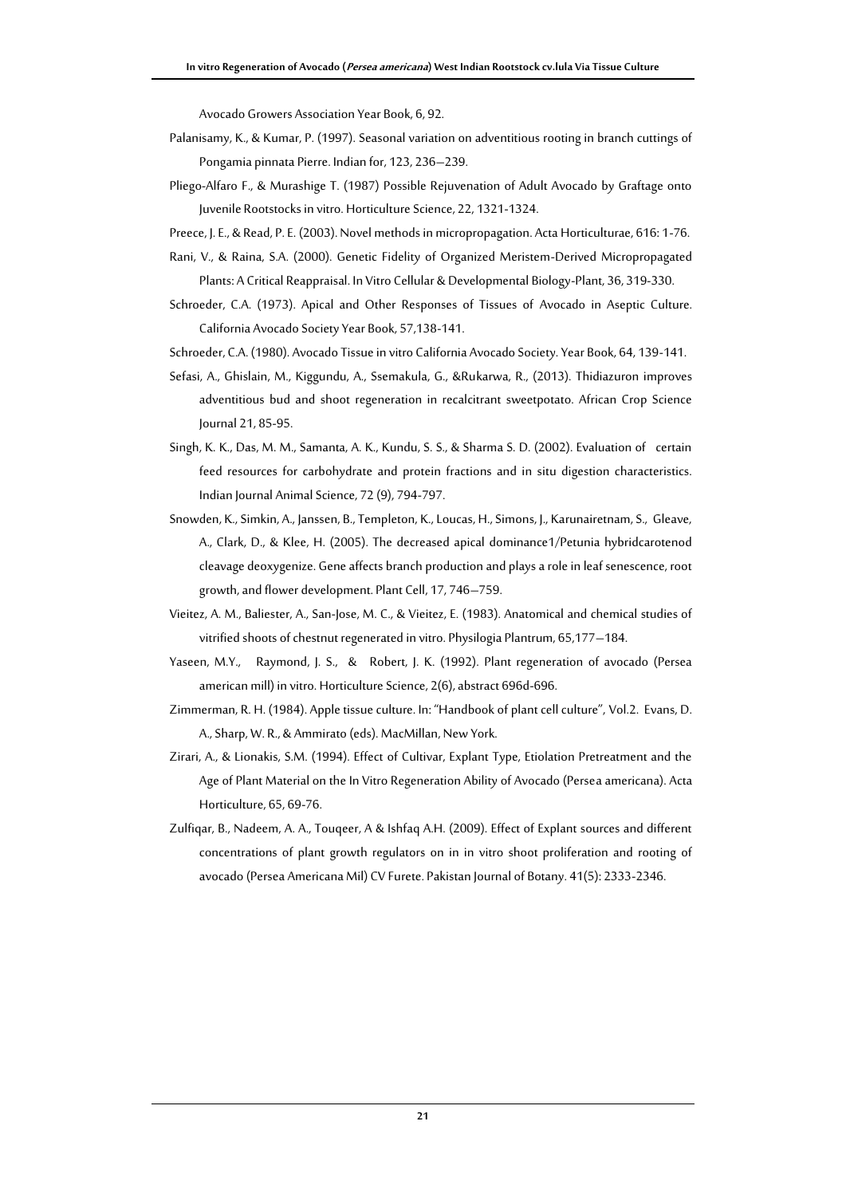Avocado Growers Association Year Book, 6, 92.

Palanisamy, K., & Kumar, P. (1997). Seasonal variation on adventitious rooting in branch cuttings of Pongamia pinnata Pierre. Indian for, 123, 236–239.

Pliego-Alfaro F., & Murashige T. (1987) Possible Rejuvenation of Adult Avocado by Graftage onto Juvenile Rootstocks in vitro. Horticulture Science, 22, 1321-1324.

Preece, J. E., & Read, P. E. (2003). Novel methods in micropropagation. Acta Horticulturae, 616: 1-76.

Rani, V., & Raina, S.A. (2000). Genetic Fidelity of Organized Meristem-Derived Micropropagated Plants: A Critical Reappraisal. In Vitro Cellular & Developmental Biology-Plant, 36, 319-330.

Schroeder, C.A. (1973). Apical and Other Responses of Tissues of Avocado in Aseptic Culture. California Avocado Society Year Book, 57,138-141.

Schroeder, C.A. (1980). Avocado Tissue in vitro California Avocado Society. Year Book, 64, 139-141.

Sefasi, A., Ghislain, M., Kiggundu, A., Ssemakula, G., &Rukarwa, R., (2013). Thidiazuron improves adventitious bud and shoot regeneration in recalcitrant sweetpotato. African Crop Science Journal 21, 85-95.

Singh, K. K., Das, M. M., Samanta, A. K., Kundu, S. S., & Sharma S. D. (2002). Evaluation of certain feed resources for carbohydrate and protein fractions and in situ digestion characteristics. Indian Journal Animal Science, 72 (9), 794-797.

Snowden, K., Simkin, A., Janssen, B., Templeton, K., Loucas, H., Simons, J., Karunairetnam, S., Gleave, A., Clark, D., & Klee, H. (2005). The decreased apical dominance1/Petunia hybridcarotenod cleavage deoxygenize. Gene affects branch production and plays a role in leaf senescence, root growth, and flower development. Plant Cell, 17, 746–759.

Vieitez, A. M., Baliester, A., San-Jose, M. C., & Vieitez, E. (1983). Anatomical and chemical studies of vitrified shoots of chestnut regenerated in vitro. Physilogia Plantrum, 65,177–184.

Yaseen, M.Y., Raymond, J. S., & Robert, J. K. (1992). Plant regeneration of avocado (Persea american mill) in vitro. Horticulture Science, 2(6), abstract 696d-696.

Zimmerman, R. H. (1984). Apple tissue culture. In: "Handbook of plant cell culture", Vol.2. Evans, D. A., Sharp, W. R., & Ammirato (eds). MacMillan, New York.

Zirari, A., & Lionakis, S.M. (1994). Effect of Cultivar, Explant Type, Etiolation Pretreatment and the Age of Plant Material on the In Vitro Regeneration Ability of Avocado (Persea americana). Acta Horticulture, 65, 69-76.

Zulfiqar, B., Nadeem, A. A., Touqeer, A & Ishfaq A.H. (2009). Effect of Explant sources and different concentrations of plant growth regulators on in in vitro shoot proliferation and rooting of avocado (Persea Americana Mil) CV Furete. Pakistan Journal of Botany. 41(5): 2333-2346.